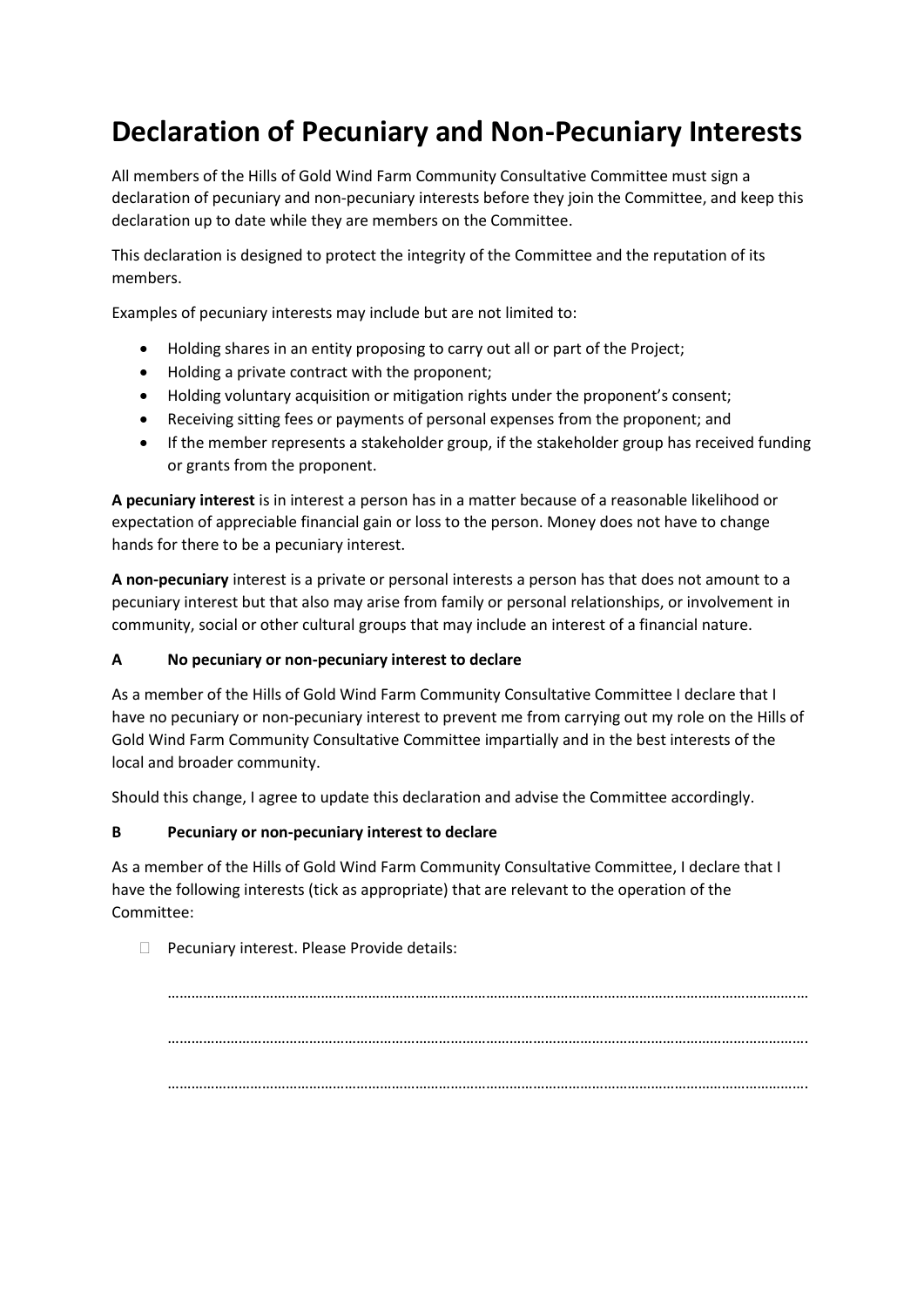# Declaration of Pecuniary and Non-Pecuniary Interests

All members of the Hills of Gold Wind Farm Community Consultative Committee must sign a declaration of pecuniary and non-pecuniary interests before they join the Committee, and keep this declaration up to date while they are members on the Committee.

This declaration is designed to protect the integrity of the Committee and the reputation of its members.

Examples of pecuniary interests may include but are not limited to:

- Holding shares in an entity proposing to carry out all or part of the Project;
- Holding a private contract with the proponent;
- Holding voluntary acquisition or mitigation rights under the proponent's consent;
- Receiving sitting fees or payments of personal expenses from the proponent; and
- If the member represents a stakeholder group, if the stakeholder group has received funding or grants from the proponent.

**A pecuniary interest** is in interest a person has in a matter because of a reasonable likelihood or expectation of appreciable financial gain or loss to the person. Money does not have to change hands for there to be a pecuniary interest.

**A non-pecuniary** interest is a private or personal interests a person has that does not amount to a pecuniary interest but that also may arise from family or personal relationships, or involvement in community, social or other cultural groups that may include an interest of a financial nature.

**A No pecuniary or non-pecuniary interest to declare**

As a member of the Hills of Gold Wind Farm Community Consultative Committee I declare that I have no pecuniary or non-pecuniary interest to prevent me from carrying out my role on the Hills of Gold Wind Farm Community Consultative Committee impartially and in the best interests of the local and broader community.

Should this change, I agree to update this declaration and advise the Committee accordingly.

**B Pecuniary or non-pecuniary interest to declare**

As a member of the Hills of Gold Wind Farm Community Consultative Committee, I declare that I have the following interests (tick as appropriate) that are relevant to the operation of the Committee:

☐ Pecuniary interest. Please Provide details:

……………………………………………………………………………………………………………………………………………

……………………………………………………………………………………………………………………………………………

……………………………………………………………………………………………………………………………………………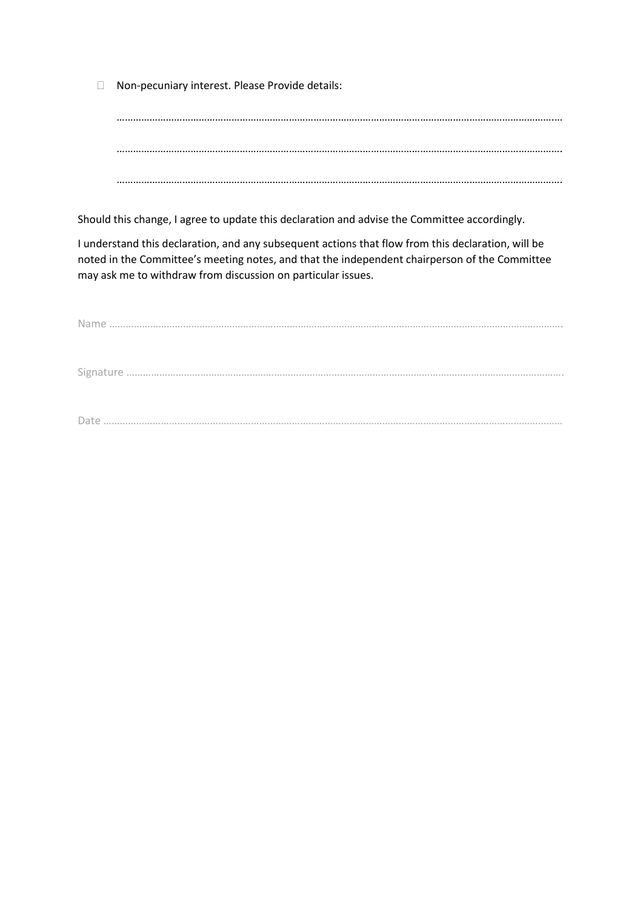- [ ] Non-pecuniary interest. Please Provide details:

    ………………………………………………………………………………………………………………………………………………

    ………………………………………………………………………………………………………………………………………………

    ………………………………………………………………………………………………………………………………………………

Should this change, I agree to update this declaration and advise the Committee accordingly.

I understand this declaration, and any subsequent actions that flow from this declaration, will be noted in the Committee's meeting notes, and that the independent chairperson of the Committee may ask me to withdraw from discussion on particular issues.

Name ……………………………………………………………………………………………………………………………………………

Signature ………………………………………………………………………………………………………………………………………

Date ……………………………………………………………………………………………………………………………………………